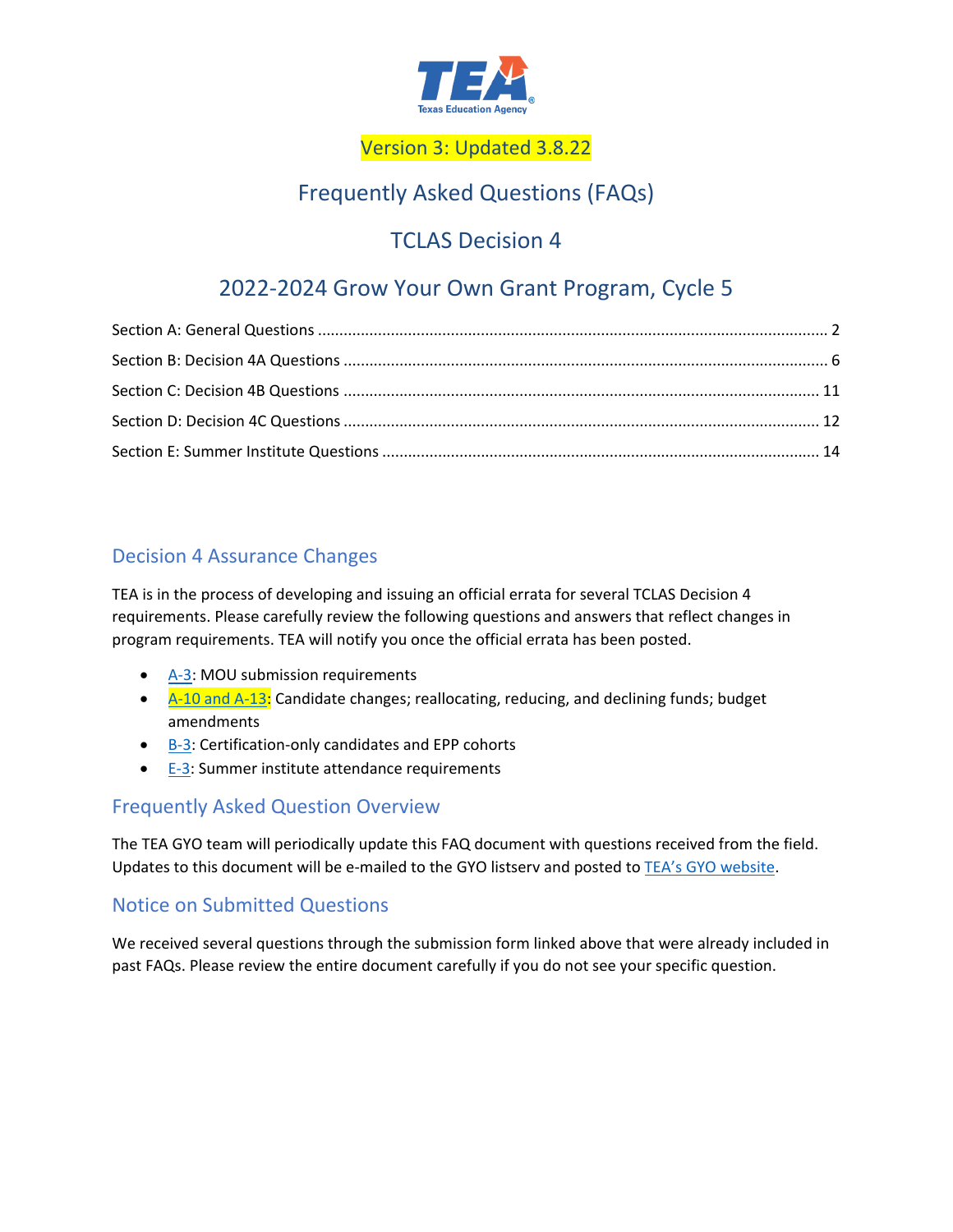Version 3: Updated 3.8.22

# Frequently Asked Questions (FAQs)

## TCLAS Decision 4

## 2022-2024 Grow Your Own Grant Program, Cycle 5

Section A: General Questions ........................................................ 2
Section B: Decision 4A Questions ........................................................ 6
Section C: Decision 4B Questions ........................................................ 11
Section D: Decision 4C Questions ........................................................ 12
Section E: Summer Institute Questions ........................................................ 14

### Decision 4 Assurance Changes

TEA is in the process of developing and issuing an official errata for several TCLAS Decision 4 requirements. Please carefully review the following questions and answers that reflect changes in program requirements. TEA will notify you once the official errata has been posted.

- A-3: MOU submission requirements
- A-10 and A-13: Candidate changes; reallocating, reducing, and declining funds; budget amendments
- B-3: Certification-only candidates and EPP cohorts
- E-3: Summer institute attendance requirements

### Frequently Asked Question Overview

The TEA GYO team will periodically update this FAQ document with questions received from the field. Updates to this document will be e-mailed to the GYO listserv and posted to TEA's GYO website.

### Notice on Submitted Questions

We received several questions through the submission form linked above that were already included in past FAQs. Please review the entire document carefully if you do not see your specific question.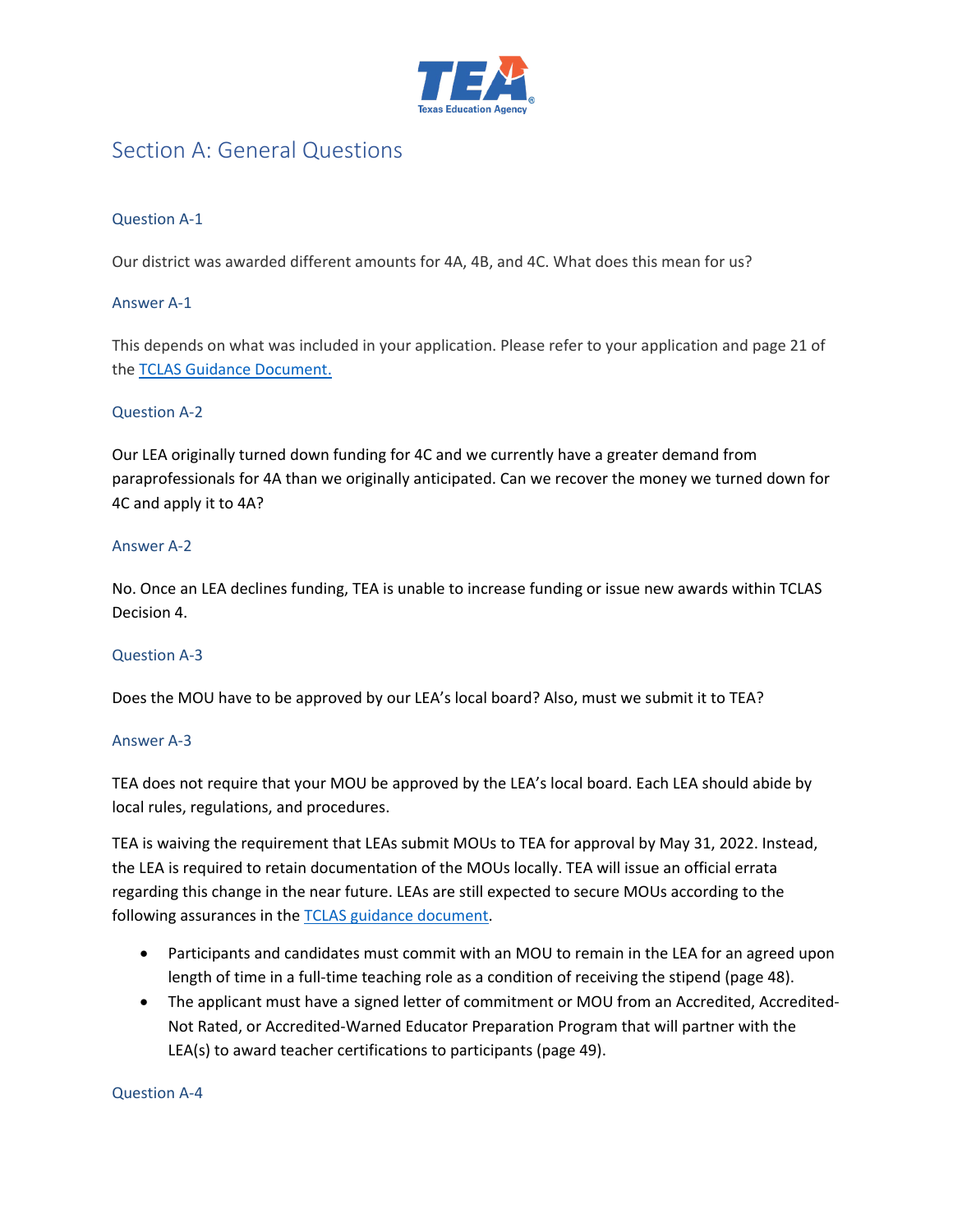## Section A: General Questions

### Question A-1

Our district was awarded different amounts for 4A, 4B, and 4C. What does this mean for us?

### Answer A-1

This depends on what was included in your application. Please refer to your application and page 21 of the [TCLAS Guidance Document.]()

### Question A-2

Our LEA originally turned down funding for 4C and we currently have a greater demand from paraprofessionals for 4A than we originally anticipated. Can we recover the money we turned down for 4C and apply it to 4A?

### Answer A-2

No. Once an LEA declines funding, TEA is unable to increase funding or issue new awards within TCLAS Decision 4.

### Question A-3

Does the MOU have to be approved by our LEA's local board? Also, must we submit it to TEA?

### Answer A-3

TEA does not require that your MOU be approved by the LEA's local board. Each LEA should abide by local rules, regulations, and procedures.

TEA is waiving the requirement that LEAs submit MOUs to TEA for approval by May 31, 2022. Instead, the LEA is required to retain documentation of the MOUs locally. TEA will issue an official errata regarding this change in the near future. LEAs are still expected to secure MOUs according to the following assurances in the [TCLAS guidance document]().

- Participants and candidates must commit with an MOU to remain in the LEA for an agreed upon length of time in a full-time teaching role as a condition of receiving the stipend (page 48).
- The applicant must have a signed letter of commitment or MOU from an Accredited, Accredited-Not Rated, or Accredited-Warned Educator Preparation Program that will partner with the LEA(s) to award teacher certifications to participants (page 49).

### Question A-4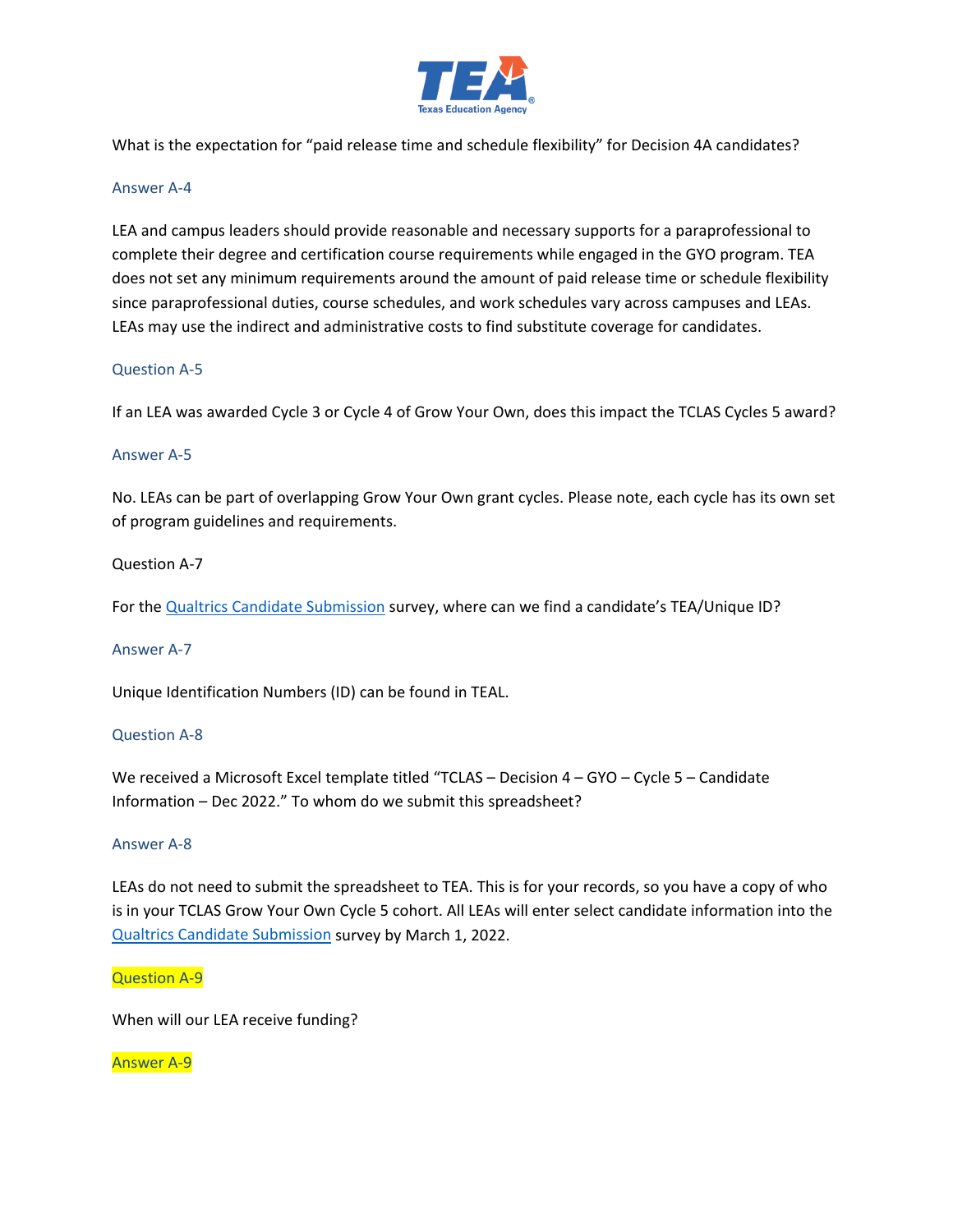What is the expectation for "paid release time and schedule flexibility" for Decision 4A candidates?

### Answer A-4

LEA and campus leaders should provide reasonable and necessary supports for a paraprofessional to complete their degree and certification course requirements while engaged in the GYO program. TEA does not set any minimum requirements around the amount of paid release time or schedule flexibility since paraprofessional duties, course schedules, and work schedules vary across campuses and LEAs. LEAs may use the indirect and administrative costs to find substitute coverage for candidates.

### Question A-5

If an LEA was awarded Cycle 3 or Cycle 4 of Grow Your Own, does this impact the TCLAS Cycles 5 award?

### Answer A-5

No. LEAs can be part of overlapping Grow Your Own grant cycles. Please note, each cycle has its own set of program guidelines and requirements.

### Question A-7

For the Qualtrics Candidate Submission survey, where can we find a candidate's TEA/Unique ID?

### Answer A-7

Unique Identification Numbers (ID) can be found in TEAL.

### Question A-8

We received a Microsoft Excel template titled "TCLAS – Decision 4 – GYO – Cycle 5 – Candidate Information – Dec 2022." To whom do we submit this spreadsheet?

### Answer A-8

LEAs do not need to submit the spreadsheet to TEA. This is for your records, so you have a copy of who is in your TCLAS Grow Your Own Cycle 5 cohort. All LEAs will enter select candidate information into the Qualtrics Candidate Submission survey by March 1, 2022.

### Question A-9

When will our LEA receive funding?

### Answer A-9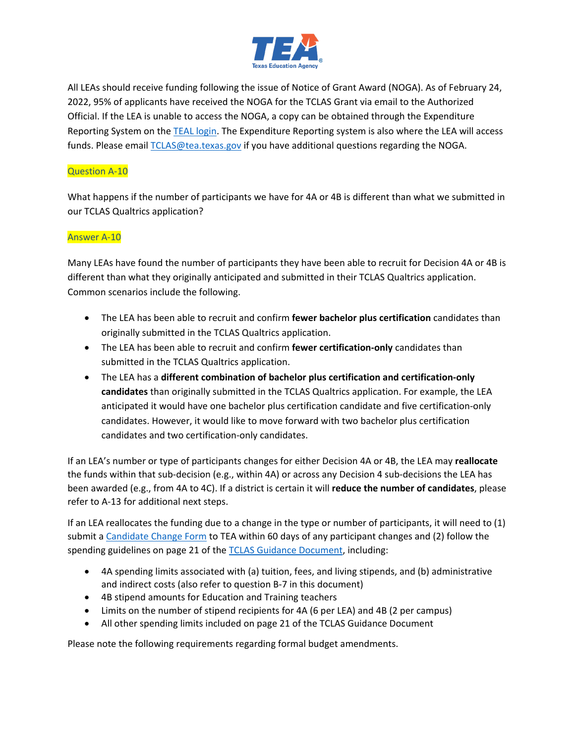All LEAs should receive funding following the issue of Notice of Grant Award (NOGA). As of February 24, 2022, 95% of applicants have received the NOGA for the TCLAS Grant via email to the Authorized Official. If the LEA is unable to access the NOGA, a copy can be obtained through the Expenditure Reporting System on the [TEAL login](). The Expenditure Reporting system is also where the LEA will access funds. Please email [TCLAS@tea.texas.gov](mailto:TCLAS@tea.texas.gov) if you have additional questions regarding the NOGA.

Question A-10

What happens if the number of participants we have for 4A or 4B is different than what we submitted in our TCLAS Qualtrics application?

Answer A-10

Many LEAs have found the number of participants they have been able to recruit for Decision 4A or 4B is different than what they originally anticipated and submitted in their TCLAS Qualtrics application. Common scenarios include the following.

- The LEA has been able to recruit and confirm **fewer bachelor plus certification** candidates than originally submitted in the TCLAS Qualtrics application.
- The LEA has been able to recruit and confirm **fewer certification-only** candidates than submitted in the TCLAS Qualtrics application.
- The LEA has a **different combination of bachelor plus certification and certification-only candidates** than originally submitted in the TCLAS Qualtrics application. For example, the LEA anticipated it would have one bachelor plus certification candidate and five certification-only candidates. However, it would like to move forward with two bachelor plus certification candidates and two certification-only candidates.

If an LEA's number or type of participants changes for either Decision 4A or 4B, the LEA may **reallocate** the funds within that sub-decision (e.g., within 4A) or across any Decision 4 sub-decisions the LEA has been awarded (e.g., from 4A to 4C). If a district is certain it will **reduce the number of candidates**, please refer to A-13 for additional next steps.

If an LEA reallocates the funding due to a change in the type or number of participants, it will need to (1) submit a [Candidate Change Form]() to TEA within 60 days of any participant changes and (2) follow the spending guidelines on page 21 of the [TCLAS Guidance Document](), including:

- 4A spending limits associated with (a) tuition, fees, and living stipends, and (b) administrative and indirect costs (also refer to question B-7 in this document)
- 4B stipend amounts for Education and Training teachers
- Limits on the number of stipend recipients for 4A (6 per LEA) and 4B (2 per campus)
- All other spending limits included on page 21 of the TCLAS Guidance Document

Please note the following requirements regarding formal budget amendments.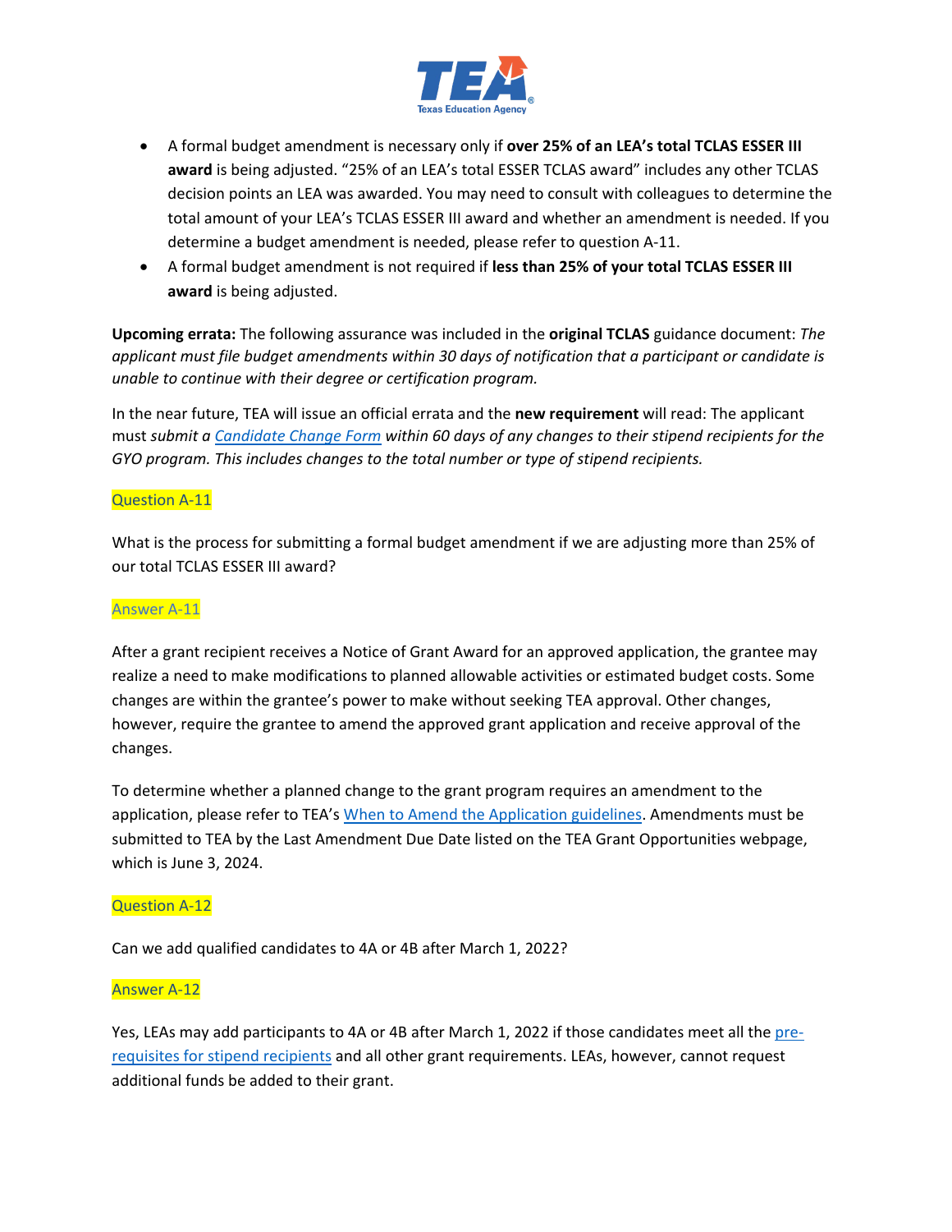- A formal budget amendment is necessary only if **over 25% of an LEA's total TCLAS ESSER III award** is being adjusted. "25% of an LEA's total ESSER TCLAS award" includes any other TCLAS decision points an LEA was awarded. You may need to consult with colleagues to determine the total amount of your LEA's TCLAS ESSER III award and whether an amendment is needed. If you determine a budget amendment is needed, please refer to question A-11.
- A formal budget amendment is not required if **less than 25% of your total TCLAS ESSER III award** is being adjusted.

**Upcoming errata:** The following assurance was included in the **original TCLAS** guidance document: *The applicant must file budget amendments within 30 days of notification that a participant or candidate is unable to continue with their degree or certification program.*

In the near future, TEA will issue an official errata and the **new requirement** will read: The applicant must *submit a Candidate Change Form within 60 days of any changes to their stipend recipients for the GYO program. This includes changes to the total number or type of stipend recipients.*

### Question A-11

What is the process for submitting a formal budget amendment if we are adjusting more than 25% of our total TCLAS ESSER III award?

### Answer A-11

After a grant recipient receives a Notice of Grant Award for an approved application, the grantee may realize a need to make modifications to planned allowable activities or estimated budget costs. Some changes are within the grantee's power to make without seeking TEA approval. Other changes, however, require the grantee to amend the approved grant application and receive approval of the changes.

To determine whether a planned change to the grant program requires an amendment to the application, please refer to TEA's When to Amend the Application guidelines. Amendments must be submitted to TEA by the Last Amendment Due Date listed on the TEA Grant Opportunities webpage, which is June 3, 2024.

### Question A-12

Can we add qualified candidates to 4A or 4B after March 1, 2022?

### Answer A-12

Yes, LEAs may add participants to 4A or 4B after March 1, 2022 if those candidates meet all the pre-requisites for stipend recipients and all other grant requirements. LEAs, however, cannot request additional funds be added to their grant.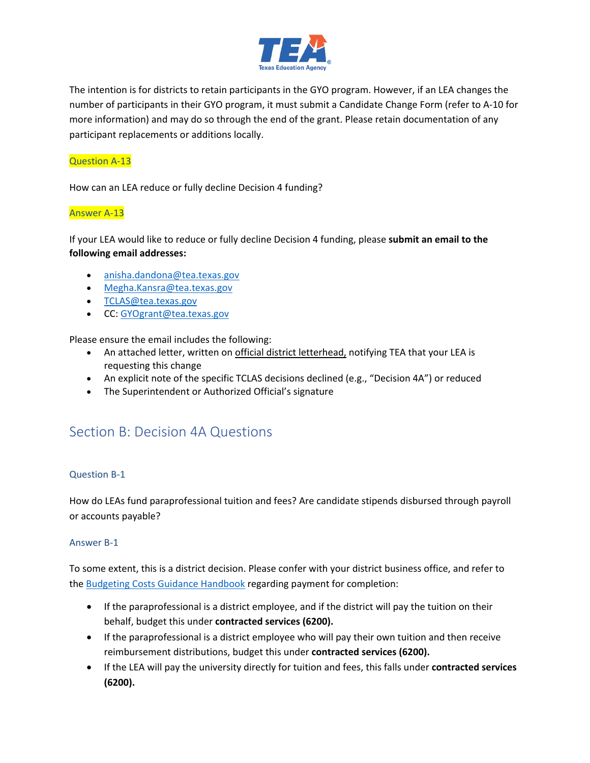The intention is for districts to retain participants in the GYO program. However, if an LEA changes the number of participants in their GYO program, it must submit a Candidate Change Form (refer to A-10 for more information) and may do so through the end of the grant. Please retain documentation of any participant replacements or additions locally.

### Question A-13

How can an LEA reduce or fully decline Decision 4 funding?

### Answer A-13

If your LEA would like to reduce or fully decline Decision 4 funding, please **submit an email to the following email addresses:**

- anisha.dandona@tea.texas.gov
- Megha.Kansra@tea.texas.gov
- TCLAS@tea.texas.gov
- CC: GYOgrant@tea.texas.gov

Please ensure the email includes the following:

- An attached letter, written on official district letterhead, notifying TEA that your LEA is requesting this change
- An explicit note of the specific TCLAS decisions declined (e.g., "Decision 4A") or reduced
- The Superintendent or Authorized Official's signature

## Section B: Decision 4A Questions

### Question B-1

How do LEAs fund paraprofessional tuition and fees? Are candidate stipends disbursed through payroll or accounts payable?

### Answer B-1

To some extent, this is a district decision. Please confer with your district business office, and refer to the Budgeting Costs Guidance Handbook regarding payment for completion:

- If the paraprofessional is a district employee, and if the district will pay the tuition on their behalf, budget this under **contracted services (6200).**
- If the paraprofessional is a district employee who will pay their own tuition and then receive reimbursement distributions, budget this under **contracted services (6200).**
- If the LEA will pay the university directly for tuition and fees, this falls under **contracted services (6200).**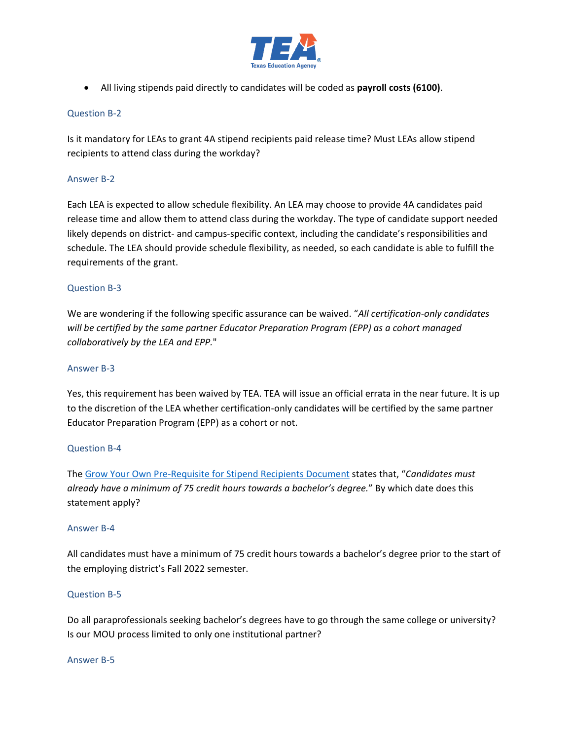- All living stipends paid directly to candidates will be coded as **payroll costs (6100)**.

### Question B-2

Is it mandatory for LEAs to grant 4A stipend recipients paid release time? Must LEAs allow stipend recipients to attend class during the workday?

### Answer B-2

Each LEA is expected to allow schedule flexibility. An LEA may choose to provide 4A candidates paid release time and allow them to attend class during the workday. The type of candidate support needed likely depends on district- and campus-specific context, including the candidate's responsibilities and schedule. The LEA should provide schedule flexibility, as needed, so each candidate is able to fulfill the requirements of the grant.

### Question B-3

We are wondering if the following specific assurance can be waived. "*All certification-only candidates will be certified by the same partner Educator Preparation Program (EPP) as a cohort managed collaboratively by the LEA and EPP.*"

### Answer B-3

Yes, this requirement has been waived by TEA. TEA will issue an official errata in the near future. It is up to the discretion of the LEA whether certification-only candidates will be certified by the same partner Educator Preparation Program (EPP) as a cohort or not.

### Question B-4

The Grow Your Own Pre-Requisite for Stipend Recipients Document states that, "*Candidates must already have a minimum of 75 credit hours towards a bachelor's degree.*" By which date does this statement apply?

### Answer B-4

All candidates must have a minimum of 75 credit hours towards a bachelor's degree prior to the start of the employing district's Fall 2022 semester.

### Question B-5

Do all paraprofessionals seeking bachelor's degrees have to go through the same college or university? Is our MOU process limited to only one institutional partner?

### Answer B-5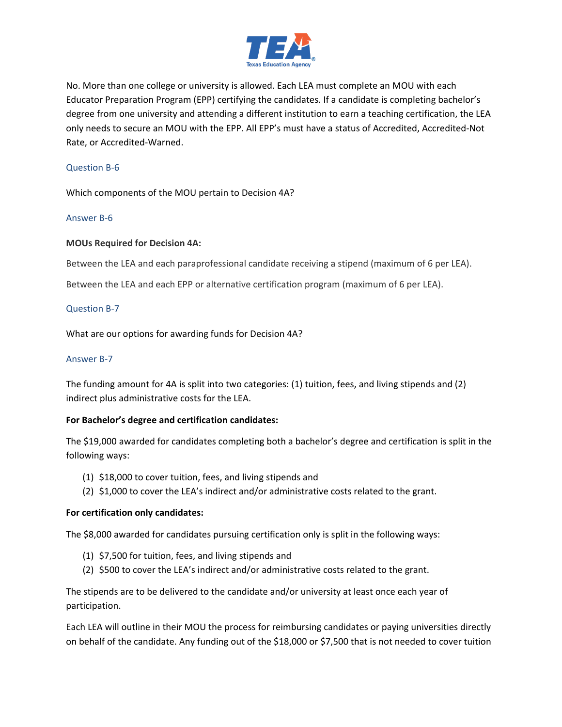No. More than one college or university is allowed. Each LEA must complete an MOU with each Educator Preparation Program (EPP) certifying the candidates. If a candidate is completing bachelor's degree from one university and attending a different institution to earn a teaching certification, the LEA only needs to secure an MOU with the EPP. All EPP's must have a status of Accredited, Accredited-Not Rate, or Accredited-Warned.

### Question B-6

Which components of the MOU pertain to Decision 4A?

### Answer B-6

**MOUs Required for Decision 4A:**

Between the LEA and each paraprofessional candidate receiving a stipend (maximum of 6 per LEA).

Between the LEA and each EPP or alternative certification program (maximum of 6 per LEA).

### Question B-7

What are our options for awarding funds for Decision 4A?

### Answer B-7

The funding amount for 4A is split into two categories: (1) tuition, fees, and living stipends and (2) indirect plus administrative costs for the LEA.

**For Bachelor's degree and certification candidates:**

The $19,000 awarded for candidates completing both a bachelor's degree and certification is split in the following ways:

(1) $18,000 to cover tuition, fees, and living stipends and
(2) $1,000 to cover the LEA's indirect and/or administrative costs related to the grant.

**For certification only candidates:**

The $8,000 awarded for candidates pursuing certification only is split in the following ways:

(1) $7,500 for tuition, fees, and living stipends and
(2) $500 to cover the LEA's indirect and/or administrative costs related to the grant.

The stipends are to be delivered to the candidate and/or university at least once each year of participation.

Each LEA will outline in their MOU the process for reimbursing candidates or paying universities directly on behalf of the candidate. Any funding out of the $18,000 or $7,500 that is not needed to cover tuition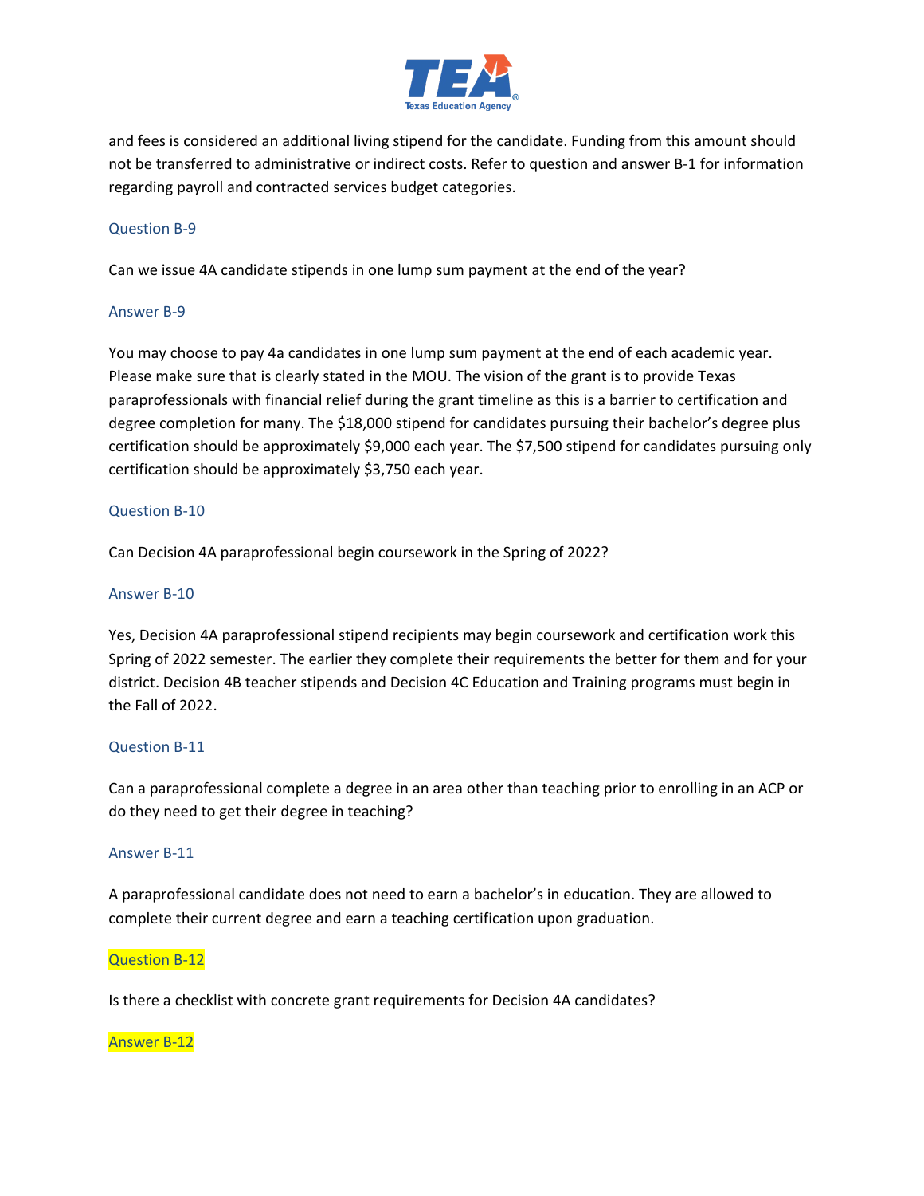and fees is considered an additional living stipend for the candidate. Funding from this amount should not be transferred to administrative or indirect costs. Refer to question and answer B-1 for information regarding payroll and contracted services budget categories.

### Question B-9

Can we issue 4A candidate stipends in one lump sum payment at the end of the year?

### Answer B-9

You may choose to pay 4a candidates in one lump sum payment at the end of each academic year. Please make sure that is clearly stated in the MOU. The vision of the grant is to provide Texas paraprofessionals with financial relief during the grant timeline as this is a barrier to certification and degree completion for many. The $18,000 stipend for candidates pursuing their bachelor's degree plus certification should be approximately $9,000 each year. The $7,500 stipend for candidates pursuing only certification should be approximately $3,750 each year.

### Question B-10

Can Decision 4A paraprofessional begin coursework in the Spring of 2022?

### Answer B-10

Yes, Decision 4A paraprofessional stipend recipients may begin coursework and certification work this Spring of 2022 semester. The earlier they complete their requirements the better for them and for your district. Decision 4B teacher stipends and Decision 4C Education and Training programs must begin in the Fall of 2022.

### Question B-11

Can a paraprofessional complete a degree in an area other than teaching prior to enrolling in an ACP or do they need to get their degree in teaching?

### Answer B-11

A paraprofessional candidate does not need to earn a bachelor's in education. They are allowed to complete their current degree and earn a teaching certification upon graduation.

### Question B-12

Is there a checklist with concrete grant requirements for Decision 4A candidates?

### Answer B-12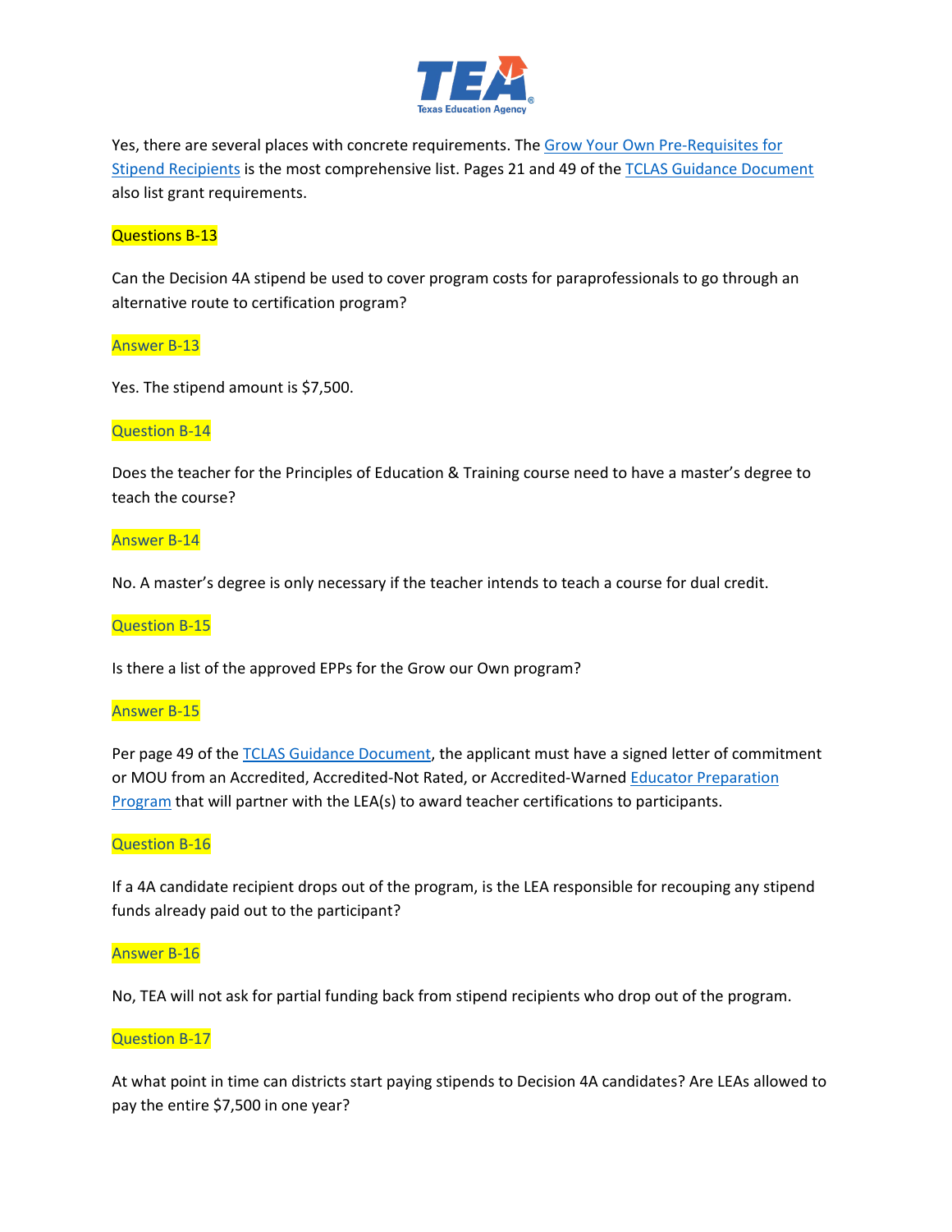Yes, there are several places with concrete requirements. The [Grow Your Own Pre-Requisites for Stipend Recipients]() is the most comprehensive list. Pages 21 and 49 of the [TCLAS Guidance Document]() also list grant requirements.

**Questions B-13**

Can the Decision 4A stipend be used to cover program costs for paraprofessionals to go through an alternative route to certification program?

**Answer B-13**

Yes. The stipend amount is $7,500.

**Question B-14**

Does the teacher for the Principles of Education & Training course need to have a master's degree to teach the course?

**Answer B-14**

No. A master's degree is only necessary if the teacher intends to teach a course for dual credit.

**Question B-15**

Is there a list of the approved EPPs for the Grow our Own program?

**Answer B-15**

Per page 49 of the [TCLAS Guidance Document](), the applicant must have a signed letter of commitment or MOU from an Accredited, Accredited-Not Rated, or Accredited-Warned [Educator Preparation Program]() that will partner with the LEA(s) to award teacher certifications to participants.

**Question B-16**

If a 4A candidate recipient drops out of the program, is the LEA responsible for recouping any stipend funds already paid out to the participant?

**Answer B-16**

No, TEA will not ask for partial funding back from stipend recipients who drop out of the program.

**Question B-17**

At what point in time can districts start paying stipends to Decision 4A candidates? Are LEAs allowed to pay the entire $7,500 in one year?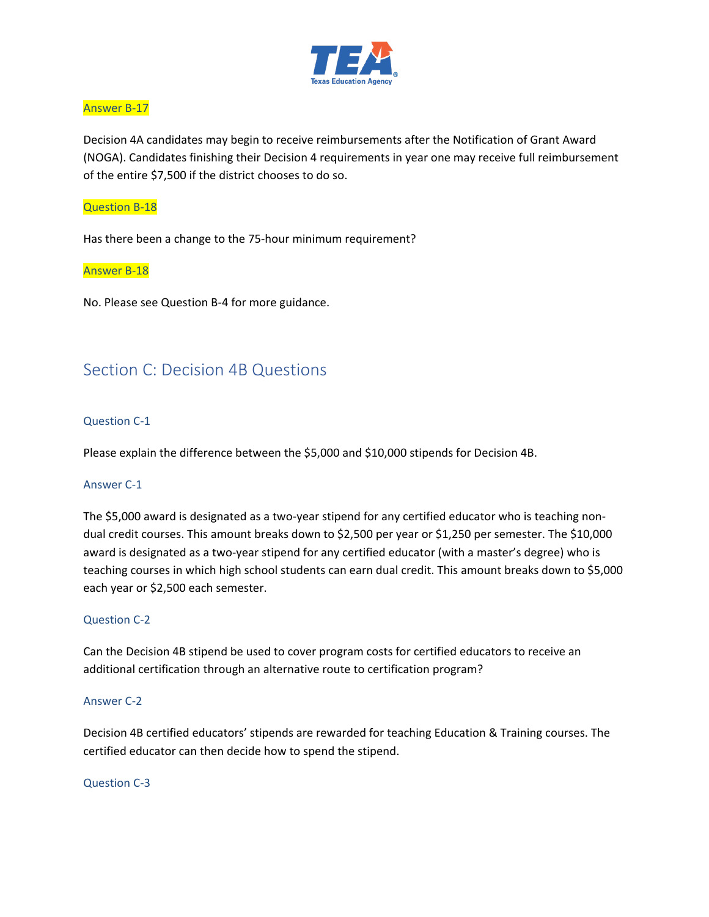Answer B-17

Decision 4A candidates may begin to receive reimbursements after the Notification of Grant Award (NOGA). Candidates finishing their Decision 4 requirements in year one may receive full reimbursement of the entire $7,500 if the district chooses to do so.

Question B-18

Has there been a change to the 75-hour minimum requirement?

Answer B-18

No. Please see Question B-4 for more guidance.

## Section C: Decision 4B Questions

### Question C-1

Please explain the difference between the $5,000 and $10,000 stipends for Decision 4B.

### Answer C-1

The $5,000 award is designated as a two-year stipend for any certified educator who is teaching non-dual credit courses. This amount breaks down to $2,500 per year or $1,250 per semester. The $10,000 award is designated as a two-year stipend for any certified educator (with a master's degree) who is teaching courses in which high school students can earn dual credit. This amount breaks down to $5,000 each year or $2,500 each semester.

### Question C-2

Can the Decision 4B stipend be used to cover program costs for certified educators to receive an additional certification through an alternative route to certification program?

### Answer C-2

Decision 4B certified educators' stipends are rewarded for teaching Education & Training courses. The certified educator can then decide how to spend the stipend.

### Question C-3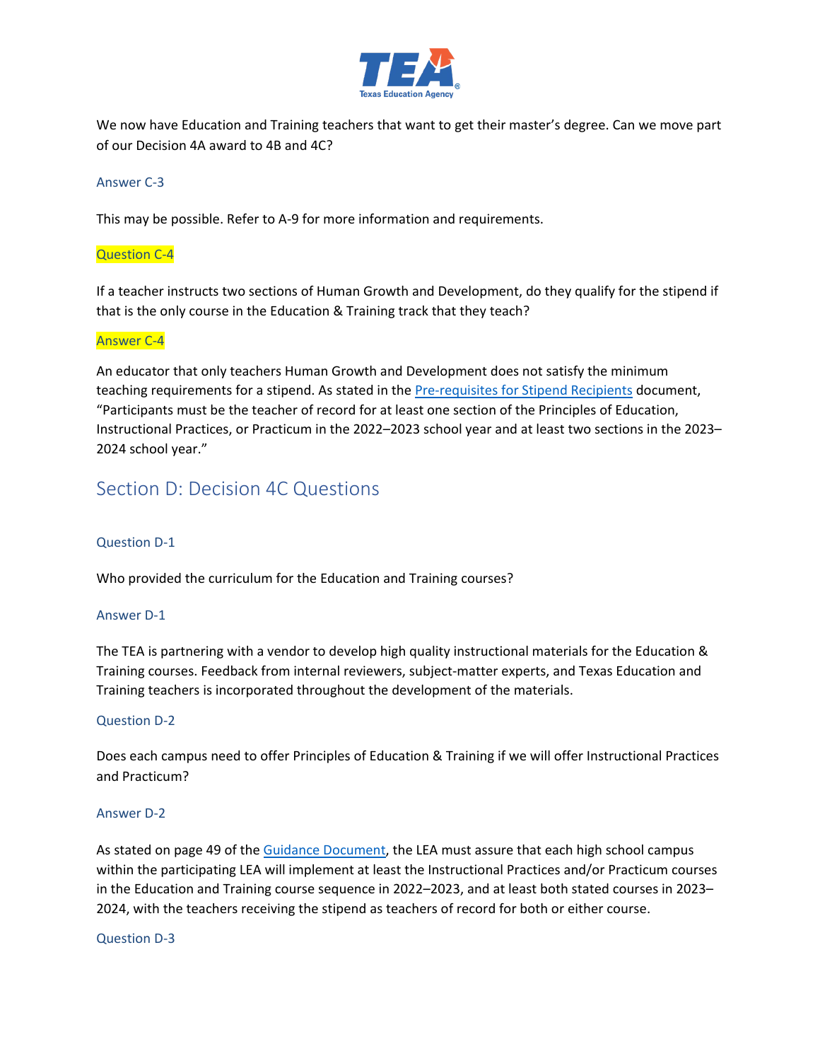We now have Education and Training teachers that want to get their master's degree. Can we move part of our Decision 4A award to 4B and 4C?

### Answer C-3

This may be possible. Refer to A-9 for more information and requirements.

### Question C-4

If a teacher instructs two sections of Human Growth and Development, do they qualify for the stipend if that is the only course in the Education & Training track that they teach?

### Answer C-4

An educator that only teachers Human Growth and Development does not satisfy the minimum teaching requirements for a stipend. As stated in the [Pre-requisites for Stipend Recipients]() document, "Participants must be the teacher of record for at least one section of the Principles of Education, Instructional Practices, or Practicum in the 2022–2023 school year and at least two sections in the 2023–2024 school year."

## Section D: Decision 4C Questions

### Question D-1

Who provided the curriculum for the Education and Training courses?

### Answer D-1

The TEA is partnering with a vendor to develop high quality instructional materials for the Education & Training courses. Feedback from internal reviewers, subject-matter experts, and Texas Education and Training teachers is incorporated throughout the development of the materials.

### Question D-2

Does each campus need to offer Principles of Education & Training if we will offer Instructional Practices and Practicum?

### Answer D-2

As stated on page 49 of the [Guidance Document](), the LEA must assure that each high school campus within the participating LEA will implement at least the Instructional Practices and/or Practicum courses in the Education and Training course sequence in 2022–2023, and at least both stated courses in 2023–2024, with the teachers receiving the stipend as teachers of record for both or either course.

### Question D-3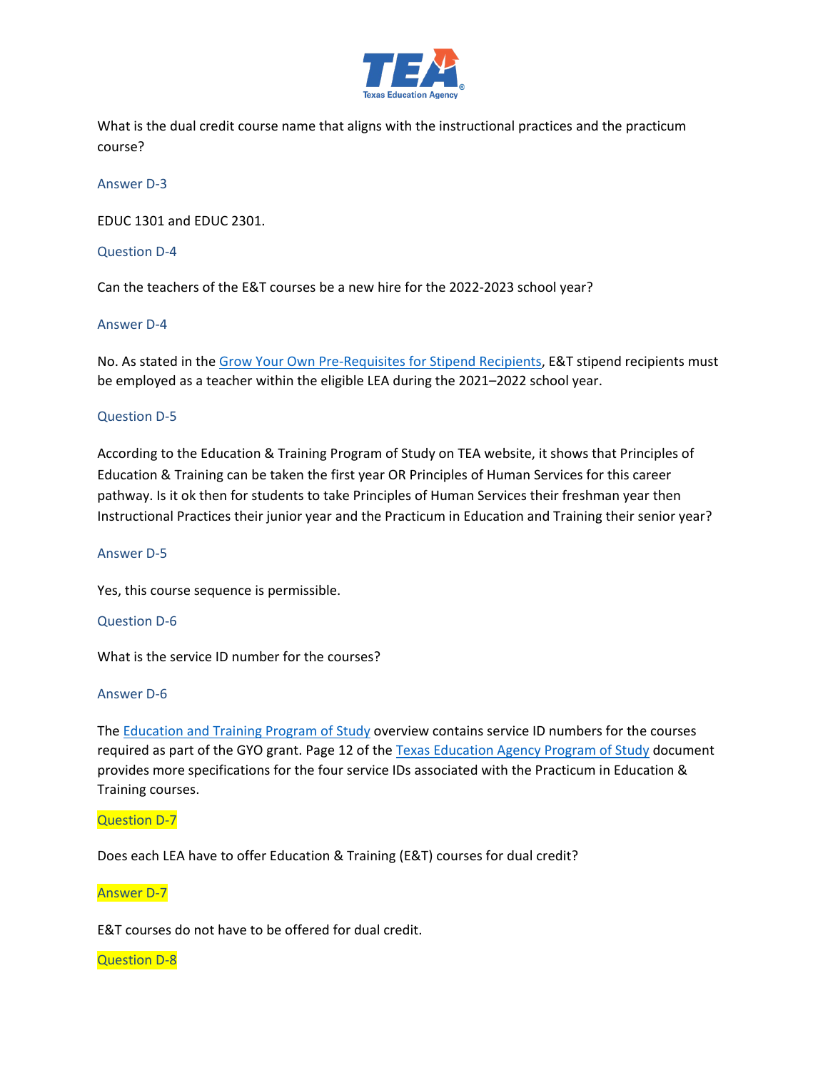What is the dual credit course name that aligns with the instructional practices and the practicum course?

### Answer D-3

EDUC 1301 and EDUC 2301.

### Question D-4

Can the teachers of the E&T courses be a new hire for the 2022-2023 school year?

### Answer D-4

No. As stated in the Grow Your Own Pre-Requisites for Stipend Recipients, E&T stipend recipients must be employed as a teacher within the eligible LEA during the 2021–2022 school year.

### Question D-5

According to the Education & Training Program of Study on TEA website, it shows that Principles of Education & Training can be taken the first year OR Principles of Human Services for this career pathway. Is it ok then for students to take Principles of Human Services their freshman year then Instructional Practices their junior year and the Practicum in Education and Training their senior year?

### Answer D-5

Yes, this course sequence is permissible.

### Question D-6

What is the service ID number for the courses?

### Answer D-6

The Education and Training Program of Study overview contains service ID numbers for the courses required as part of the GYO grant. Page 12 of the Texas Education Agency Program of Study document provides more specifications for the four service IDs associated with the Practicum in Education & Training courses.

### Question D-7

Does each LEA have to offer Education & Training (E&T) courses for dual credit?

### Answer D-7

E&T courses do not have to be offered for dual credit.

### Question D-8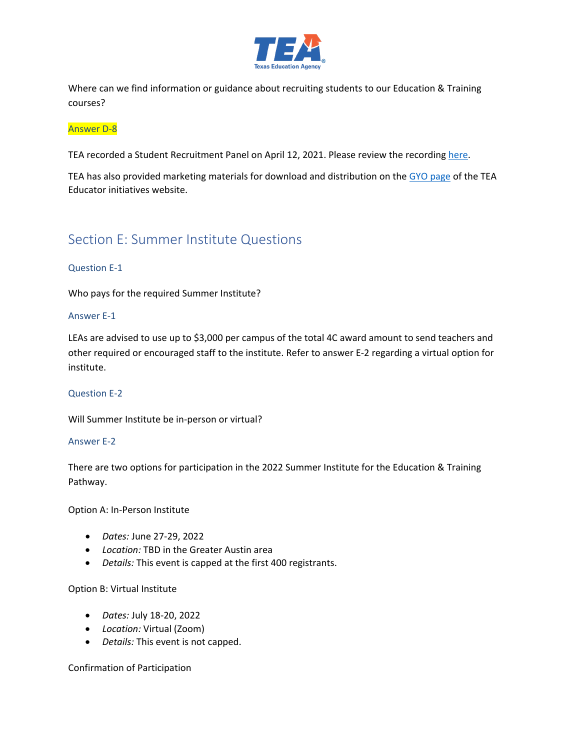Where can we find information or guidance about recruiting students to our Education & Training courses?

### Answer D-8

TEA recorded a Student Recruitment Panel on April 12, 2021. Please review the recording here.

TEA has also provided marketing materials for download and distribution on the GYO page of the TEA Educator initiatives website.

## Section E: Summer Institute Questions

### Question E-1

Who pays for the required Summer Institute?

### Answer E-1

LEAs are advised to use up to $3,000 per campus of the total 4C award amount to send teachers and other required or encouraged staff to the institute. Refer to answer E-2 regarding a virtual option for institute.

### Question E-2

Will Summer Institute be in-person or virtual?

### Answer E-2

There are two options for participation in the 2022 Summer Institute for the Education & Training Pathway.

Option A: In-Person Institute

- *Dates:* June 27-29, 2022
- *Location:* TBD in the Greater Austin area
- *Details:* This event is capped at the first 400 registrants.

Option B: Virtual Institute

- *Dates:* July 18-20, 2022
- *Location:* Virtual (Zoom)
- *Details:* This event is not capped.

Confirmation of Participation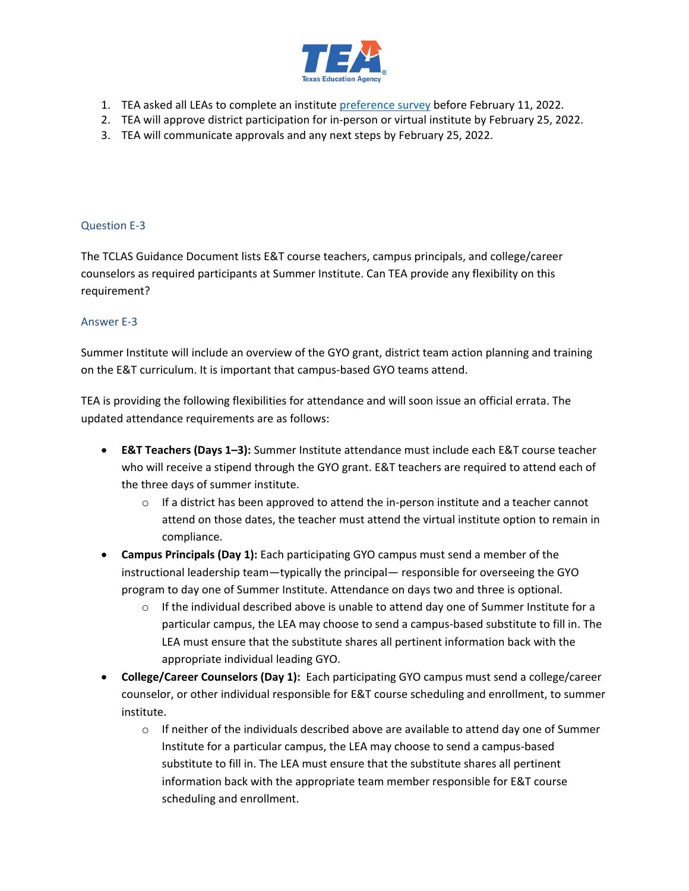1. TEA asked all LEAs to complete an institute [preference survey] before February 11, 2022.
2. TEA will approve district participation for in-person or virtual institute by February 25, 2022.
3. TEA will communicate approvals and any next steps by February 25, 2022.

### Question E-3

The TCLAS Guidance Document lists E&T course teachers, campus principals, and college/career counselors as required participants at Summer Institute. Can TEA provide any flexibility on this requirement?

### Answer E-3

Summer Institute will include an overview of the GYO grant, district team action planning and training on the E&T curriculum. It is important that campus-based GYO teams attend.

TEA is providing the following flexibilities for attendance and will soon issue an official errata. The updated attendance requirements are as follows:

- **E&T Teachers (Days 1–3):** Summer Institute attendance must include each E&T course teacher who will receive a stipend through the GYO grant. E&T teachers are required to attend each of the three days of summer institute.
  - If a district has been approved to attend the in-person institute and a teacher cannot attend on those dates, the teacher must attend the virtual institute option to remain in compliance.
- **Campus Principals (Day 1):** Each participating GYO campus must send a member of the instructional leadership team—typically the principal— responsible for overseeing the GYO program to day one of Summer Institute. Attendance on days two and three is optional.
  - If the individual described above is unable to attend day one of Summer Institute for a particular campus, the LEA may choose to send a campus-based substitute to fill in. The LEA must ensure that the substitute shares all pertinent information back with the appropriate individual leading GYO.
- **College/Career Counselors (Day 1):** Each participating GYO campus must send a college/career counselor, or other individual responsible for E&T course scheduling and enrollment, to summer institute.
  - If neither of the individuals described above are available to attend day one of Summer Institute for a particular campus, the LEA may choose to send a campus-based substitute to fill in. The LEA must ensure that the substitute shares all pertinent information back with the appropriate team member responsible for E&T course scheduling and enrollment.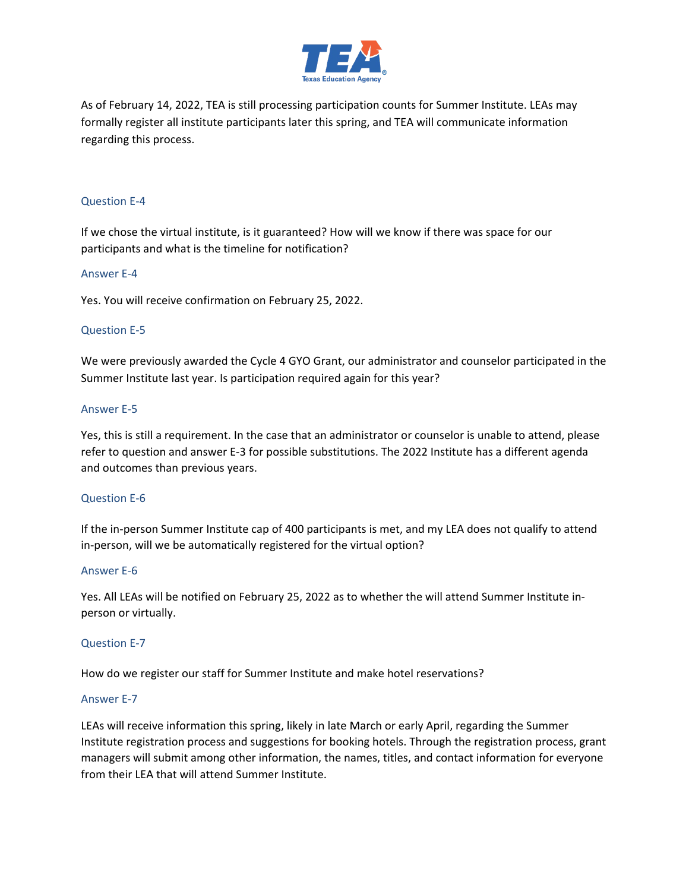As of February 14, 2022, TEA is still processing participation counts for Summer Institute. LEAs may formally register all institute participants later this spring, and TEA will communicate information regarding this process.

### Question E-4

If we chose the virtual institute, is it guaranteed? How will we know if there was space for our participants and what is the timeline for notification?

### Answer E-4

Yes. You will receive confirmation on February 25, 2022.

### Question E-5

We were previously awarded the Cycle 4 GYO Grant, our administrator and counselor participated in the Summer Institute last year. Is participation required again for this year?

### Answer E-5

Yes, this is still a requirement. In the case that an administrator or counselor is unable to attend, please refer to question and answer E-3 for possible substitutions. The 2022 Institute has a different agenda and outcomes than previous years.

### Question E-6

If the in-person Summer Institute cap of 400 participants is met, and my LEA does not qualify to attend in-person, will we be automatically registered for the virtual option?

### Answer E-6

Yes. All LEAs will be notified on February 25, 2022 as to whether the will attend Summer Institute in-person or virtually.

### Question E-7

How do we register our staff for Summer Institute and make hotel reservations?

### Answer E-7

LEAs will receive information this spring, likely in late March or early April, regarding the Summer Institute registration process and suggestions for booking hotels. Through the registration process, grant managers will submit among other information, the names, titles, and contact information for everyone from their LEA that will attend Summer Institute.